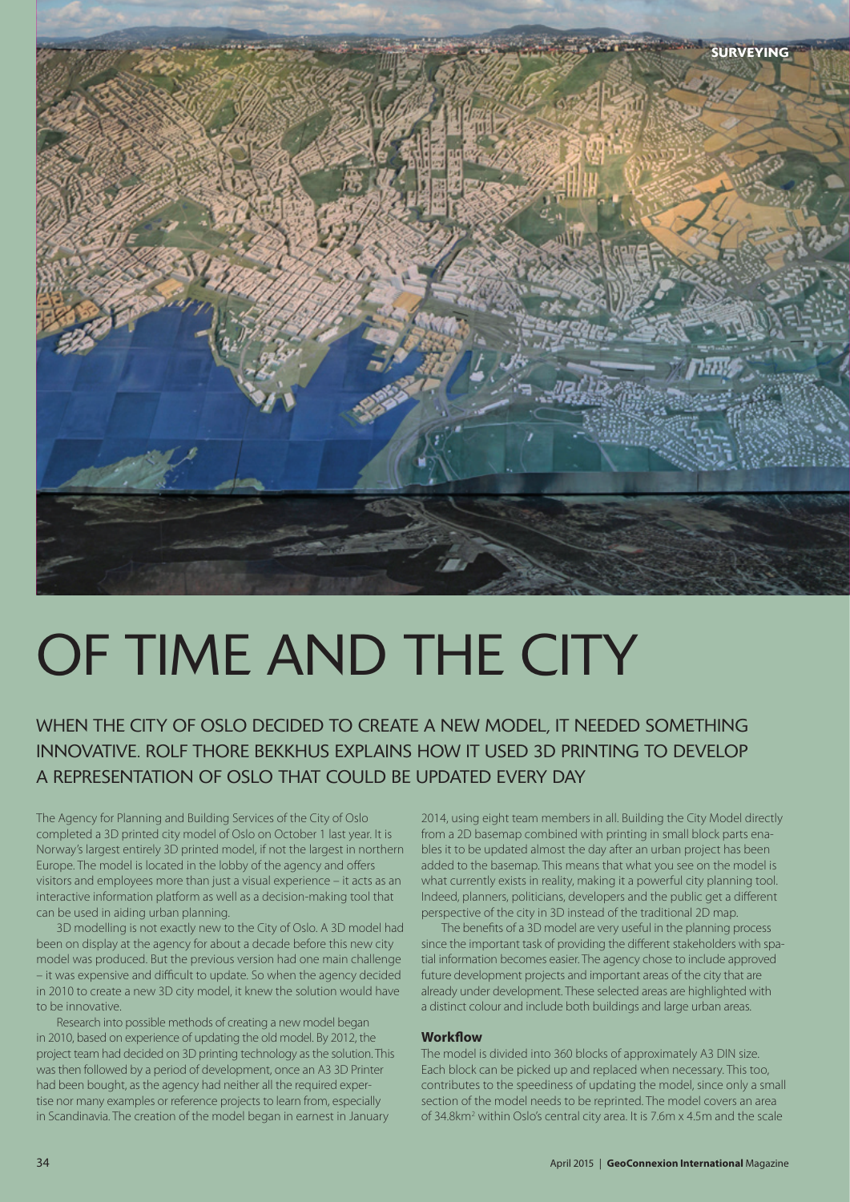# OF TIME AND THE CITY

## WHEN THE CITY OF OSLO DECIDED TO CREATE A NEW MODEL, IT NEEDED SOMETHING INNOVATIVE. ROLF THORE BEKKHUS EXPLAINS HOW IT USED 3D PRINTING TO DEVELOP A REPRESENTATION OF OSLO THAT COULD BE UPDATED EVERY DAY

The Agency for Planning and Building Services of the City of Oslo completed a 3D printed city model of Oslo on October 1 last year. It is Norway's largest entirely 3D printed model, if not the largest in northern Europe. The model is located in the lobby of the agency and offers visitors and employees more than just a visual experience – it acts as an interactive information platform as well as a decision-making tool that can be used in aiding urban planning.

3D modelling is not exactly new to the City of Oslo. A 3D model had been on display at the agency for about a decade before this new city model was produced. But the previous version had one main challenge – it was expensive and difficult to update. So when the agency decided in 2010 to create a new 3D city model, it knew the solution would have to be innovative.

Research into possible methods of creating a new model began in 2010, based on experience of updating the old model. By 2012, the project team had decided on 3D printing technology as the solution. This was then followed by a period of development, once an A3 3D Printer had been bought, as the agency had neither all the required expertise nor many examples or reference projects to learn from, especially in Scandinavia. The creation of the model began in earnest in January 2014, using eight team members in all. Building the City Model directly from a 2D basemap combined with printing in small block parts enables it to be updated almost the day after an urban project has been added to the basemap. This means that what you see on the model is what currently exists in reality, making it a powerful city planning tool. Indeed, planners, politicians, developers and the public get a different perspective of the city in 3D instead of the traditional 2D map.

The benefits of a 3D model are very useful in the planning process since the important task of providing the different stakeholders with spatial information becomes easier. The agency chose to include approved future development projects and important areas of the city that are already under development. These selected areas are highlighted with a distinct colour and include both buildings and large urban areas.

### Workflow

The model is divided into 360 blocks of approximately A3 DIN size. Each block can be picked up and replaced when necessary. This too, contributes to the speediness of updating the model, since only a small section of the model needs to be reprinted. The model covers an area of 34.8km$^2$ within Oslo's central city area. It is 7.6m x 4.5m and the scale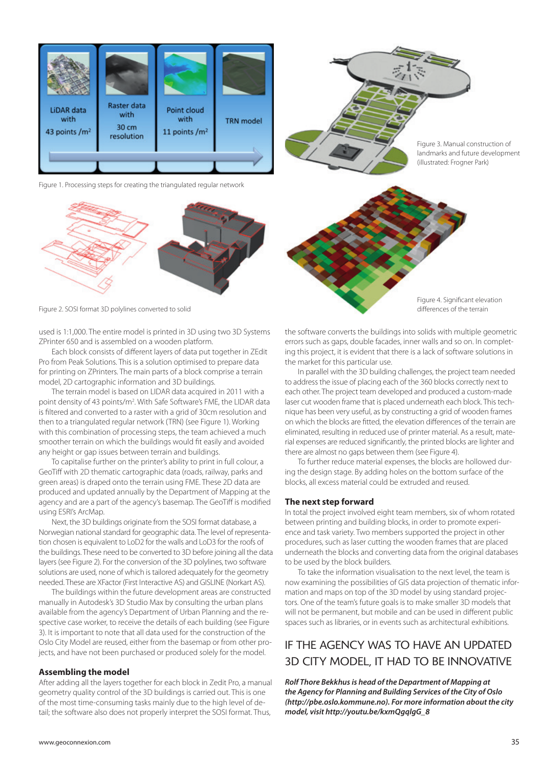LiDAR data with 43 points /m²

Raster data with 30 cm resolution

Point cloud with 11 points /m²

TRN model

Figure 1. Processing steps for creating the triangulated regular network

Figure 2. SOSI format 3D polylines converted to solid

Figure 3. Manual construction of landmarks and future development (illustrated: Frogner Park)

Figure 4. Significant elevation differences of the terrain

used is 1:1,000. The entire model is printed in 3D using two 3D Systems ZPrinter 650 and is assembled on a wooden platform.

Each block consists of different layers of data put together in ZEdit Pro from Peak Solutions. This is a solution optimised to prepare data for printing on ZPrinters. The main parts of a block comprise a terrain model, 2D cartographic information and 3D buildings.

The terrain model is based on LIDAR data acquired in 2011 with a point density of 43 points/m². With Safe Software's FME, the LIDAR data is filtered and converted to a raster with a grid of 30cm resolution and then to a triangulated regular network (TRN) (see Figure 1). Working with this combination of processing steps, the team achieved a much smoother terrain on which the buildings would fit easily and avoided any height or gap issues between terrain and buildings.

To capitalise further on the printer's ability to print in full colour, a GeoTiff with 2D thematic cartographic data (roads, railway, parks and green areas) is draped onto the terrain using FME. These 2D data are produced and updated annually by the Department of Mapping at the agency and are a part of the agency's basemap. The GeoTiff is modified using ESRI's ArcMap.

Next, the 3D buildings originate from the SOSI format database, a Norwegian national standard for geographic data. The level of representation chosen is equivalent to LoD2 for the walls and LoD3 for the roofs of the buildings. These need to be converted to 3D before joining all the data layers (see Figure 2). For the conversion of the 3D polylines, two software solutions are used, none of which is tailored adequately for the geometry needed. These are XFactor (First Interactive AS) and GISLINE (Norkart AS).

The buildings within the future development areas are constructed manually in Autodesk's 3D Studio Max by consulting the urban plans available from the agency's Department of Urban Planning and the respective case worker, to receive the details of each building (see Figure 3). It is important to note that all data used for the construction of the Oslo City Model are reused, either from the basemap or from other projects, and have not been purchased or produced solely for the model.

### Assembling the model

After adding all the layers together for each block in Zedit Pro, a manual geometry quality control of the 3D buildings is carried out. This is one of the most time-consuming tasks mainly due to the high level of detail; the software also does not properly interpret the SOSI format. Thus, the software converts the buildings into solids with multiple geometric errors such as gaps, double facades, inner walls and so on. In completing this project, it is evident that there is a lack of software solutions in the market for this particular use.

In parallel with the 3D building challenges, the project team needed to address the issue of placing each of the 360 blocks correctly next to each other. The project team developed and produced a custom-made laser cut wooden frame that is placed underneath each block. This technique has been very useful, as by constructing a grid of wooden frames on which the blocks are fitted, the elevation differences of the terrain are eliminated, resulting in reduced use of printer material. As a result, material expenses are reduced significantly, the printed blocks are lighter and there are almost no gaps between them (see Figure 4).

To further reduce material expenses, the blocks are hollowed during the design stage. By adding holes on the bottom surface of the blocks, all excess material could be extruded and reused.

### The next step forward

In total the project involved eight team members, six of whom rotated between printing and building blocks, in order to promote experience and task variety. Two members supported the project in other procedures, such as laser cutting the wooden frames that are placed underneath the blocks and converting data from the original databases to be used by the block builders.

To take the information visualisation to the next level, the team is now examining the possibilities of GIS data projection of thematic information and maps on top of the 3D model by using standard projectors. One of the team's future goals is to make smaller 3D models that will not be permanent, but mobile and can be used in different public spaces such as libraries, or in events such as architectural exhibitions.

## IF THE AGENCY WAS TO HAVE AN UPDATED 3D CITY MODEL, IT HAD TO BE INNOVATIVE

***Rolf Thore Bekkhus is head of the Department of Mapping at the Agency for Planning and Building Services of the City of Oslo (http://pbe.oslo.kommune.no). For more information about the city model, visit http://youtu.be/kxmQgqlgG_8***